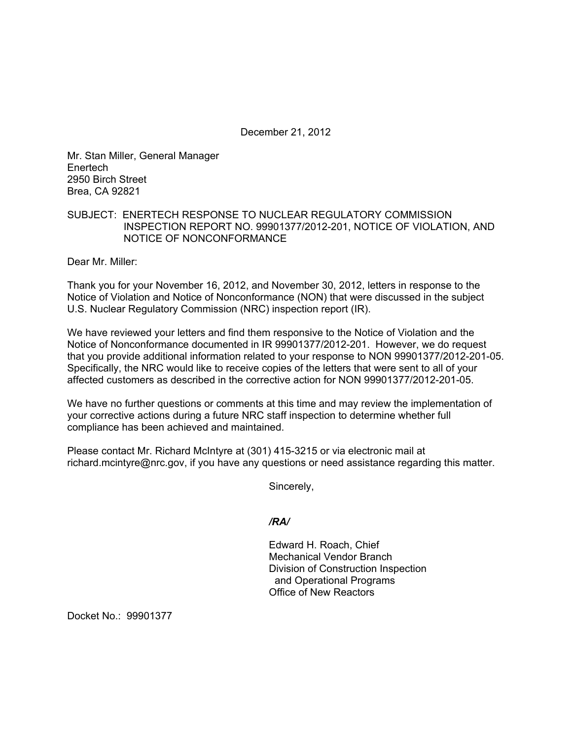December 21, 2012

Mr. Stan Miller, General Manager
Enertech
2950 Birch Street
Brea, CA 92821

SUBJECT: ENERTECH RESPONSE TO NUCLEAR REGULATORY COMMISSION INSPECTION REPORT NO. 99901377/2012-201, NOTICE OF VIOLATION, AND NOTICE OF NONCONFORMANCE

Dear Mr. Miller:

Thank you for your November 16, 2012, and November 30, 2012, letters in response to the Notice of Violation and Notice of Nonconformance (NON) that were discussed in the subject U.S. Nuclear Regulatory Commission (NRC) inspection report (IR).

We have reviewed your letters and find them responsive to the Notice of Violation and the Notice of Nonconformance documented in IR 99901377/2012-201. However, we do request that you provide additional information related to your response to NON 99901377/2012-201-05. Specifically, the NRC would like to receive copies of the letters that were sent to all of your affected customers as described in the corrective action for NON 99901377/2012-201-05.

We have no further questions or comments at this time and may review the implementation of your corrective actions during a future NRC staff inspection to determine whether full compliance has been achieved and maintained.

Please contact Mr. Richard McIntyre at (301) 415-3215 or via electronic mail at richard.mcintyre@nrc.gov, if you have any questions or need assistance regarding this matter.

Sincerely,

*/RA/*

Edward H. Roach, Chief
Mechanical Vendor Branch
Division of Construction Inspection
and Operational Programs
Office of New Reactors

Docket No.: 99901377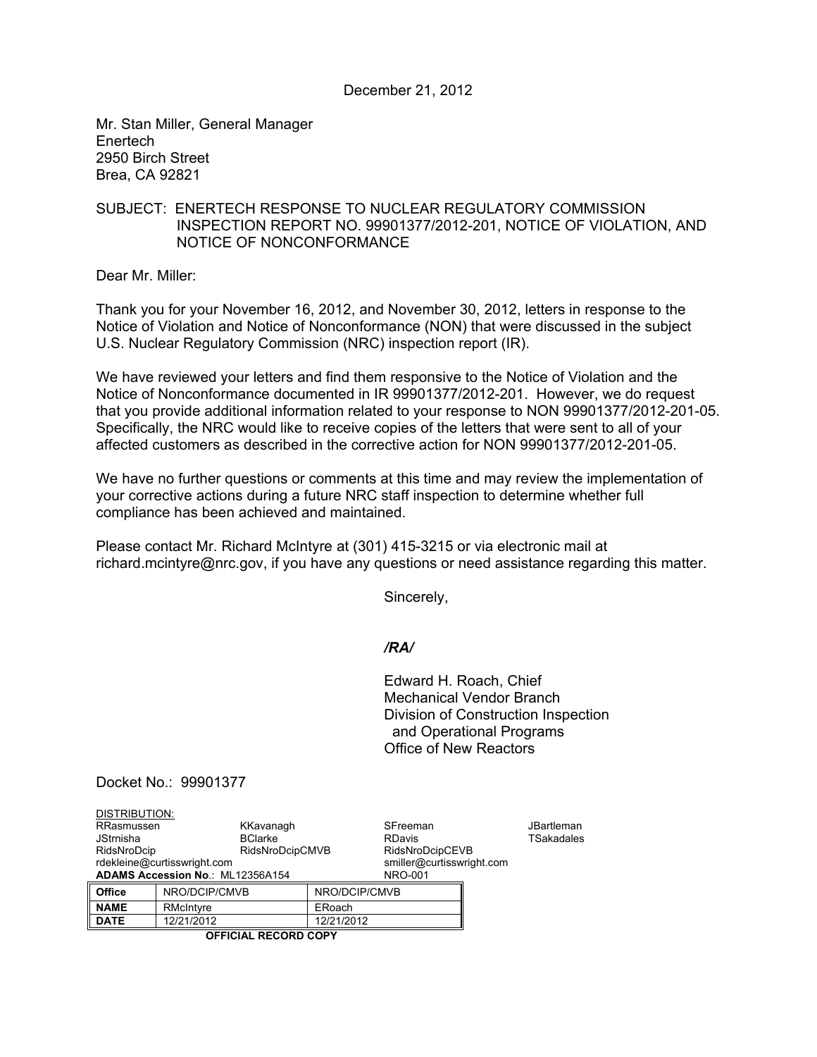December 21, 2012

Mr. Stan Miller, General Manager
Enertech
2950 Birch Street
Brea, CA 92821

SUBJECT: ENERTECH RESPONSE TO NUCLEAR REGULATORY COMMISSION INSPECTION REPORT NO. 99901377/2012-201, NOTICE OF VIOLATION, AND NOTICE OF NONCONFORMANCE

Dear Mr. Miller:

Thank you for your November 16, 2012, and November 30, 2012, letters in response to the Notice of Violation and Notice of Nonconformance (NON) that were discussed in the subject U.S. Nuclear Regulatory Commission (NRC) inspection report (IR).

We have reviewed your letters and find them responsive to the Notice of Violation and the Notice of Nonconformance documented in IR 99901377/2012-201. However, we do request that you provide additional information related to your response to NON 99901377/2012-201-05. Specifically, the NRC would like to receive copies of the letters that were sent to all of your affected customers as described in the corrective action for NON 99901377/2012-201-05.

We have no further questions or comments at this time and may review the implementation of your corrective actions during a future NRC staff inspection to determine whether full compliance has been achieved and maintained.

Please contact Mr. Richard McIntyre at (301) 415-3215 or via electronic mail at richard.mcintyre@nrc.gov, if you have any questions or need assistance regarding this matter.

Sincerely,

*/RA/*

Edward H. Roach, Chief
Mechanical Vendor Branch
Division of Construction Inspection
and Operational Programs
Office of New Reactors

Docket No.: 99901377

DISTRIBUTION:

| | | | |
|---|---|---|---|
| RRasmussen | KKavanagh | SFreeman | JBartleman |
| JStrnisha | BClarke | RDavis | TSakadales |
| RidsNroDcip | RidsNroDcipCMVB | RidsNroDcipCEVB | |
| rdekleine@curtisswright.com | | smiller@curtisswright.com | |

**ADAMS Accession No**.: ML12356A154 NRO-001

| **Office** | NRO/DCIP/CMVB | NRO/DCIP/CMVB |
|---|---|---|
| **NAME** | RMcIntyre | ERoach |
| **DATE** | 12/21/2012 | 12/21/2012 |

**OFFICIAL RECORD COPY**